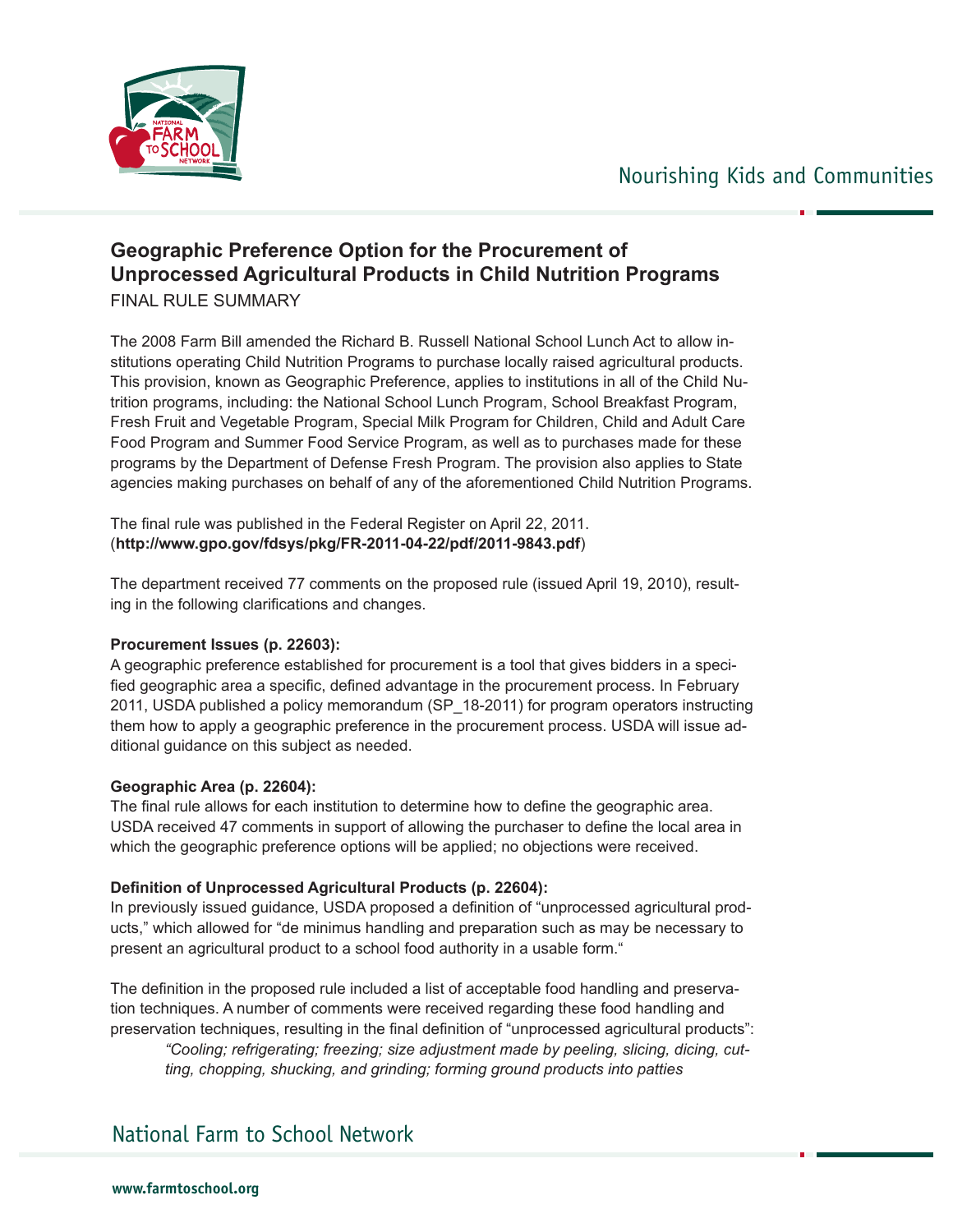# Geographic Preference Option for the Procurement of Unprocessed Agricultural Products in Child Nutrition Programs

FINAL RULE SUMMARY

The 2008 Farm Bill amended the Richard B. Russell National School Lunch Act to allow institutions operating Child Nutrition Programs to purchase locally raised agricultural products. This provision, known as Geographic Preference, applies to institutions in all of the Child Nutrition programs, including: the National School Lunch Program, School Breakfast Program, Fresh Fruit and Vegetable Program, Special Milk Program for Children, Child and Adult Care Food Program and Summer Food Service Program, as well as to purchases made for these programs by the Department of Defense Fresh Program. The provision also applies to State agencies making purchases on behalf of any of the aforementioned Child Nutrition Programs.

The final rule was published in the Federal Register on April 22, 2011. (**http://www.gpo.gov/fdsys/pkg/FR-2011-04-22/pdf/2011-9843.pdf**)

The department received 77 comments on the proposed rule (issued April 19, 2010), resulting in the following clarifications and changes.

**Procurement Issues (p. 22603):**
A geographic preference established for procurement is a tool that gives bidders in a specified geographic area a specific, defined advantage in the procurement process. In February 2011, USDA published a policy memorandum (SP_18-2011) for program operators instructing them how to apply a geographic preference in the procurement process. USDA will issue additional guidance on this subject as needed.

**Geographic Area (p. 22604):**
The final rule allows for each institution to determine how to define the geographic area. USDA received 47 comments in support of allowing the purchaser to define the local area in which the geographic preference options will be applied; no objections were received.

**Definition of Unprocessed Agricultural Products (p. 22604):**
In previously issued guidance, USDA proposed a definition of "unprocessed agricultural products," which allowed for "de minimus handling and preparation such as may be necessary to present an agricultural product to a school food authority in a usable form."

The definition in the proposed rule included a list of acceptable food handling and preservation techniques. A number of comments were received regarding these food handling and preservation techniques, resulting in the final definition of "unprocessed agricultural products":

> *"Cooling; refrigerating; freezing; size adjustment made by peeling, slicing, dicing, cutting, chopping, shucking, and grinding; forming ground products into patties*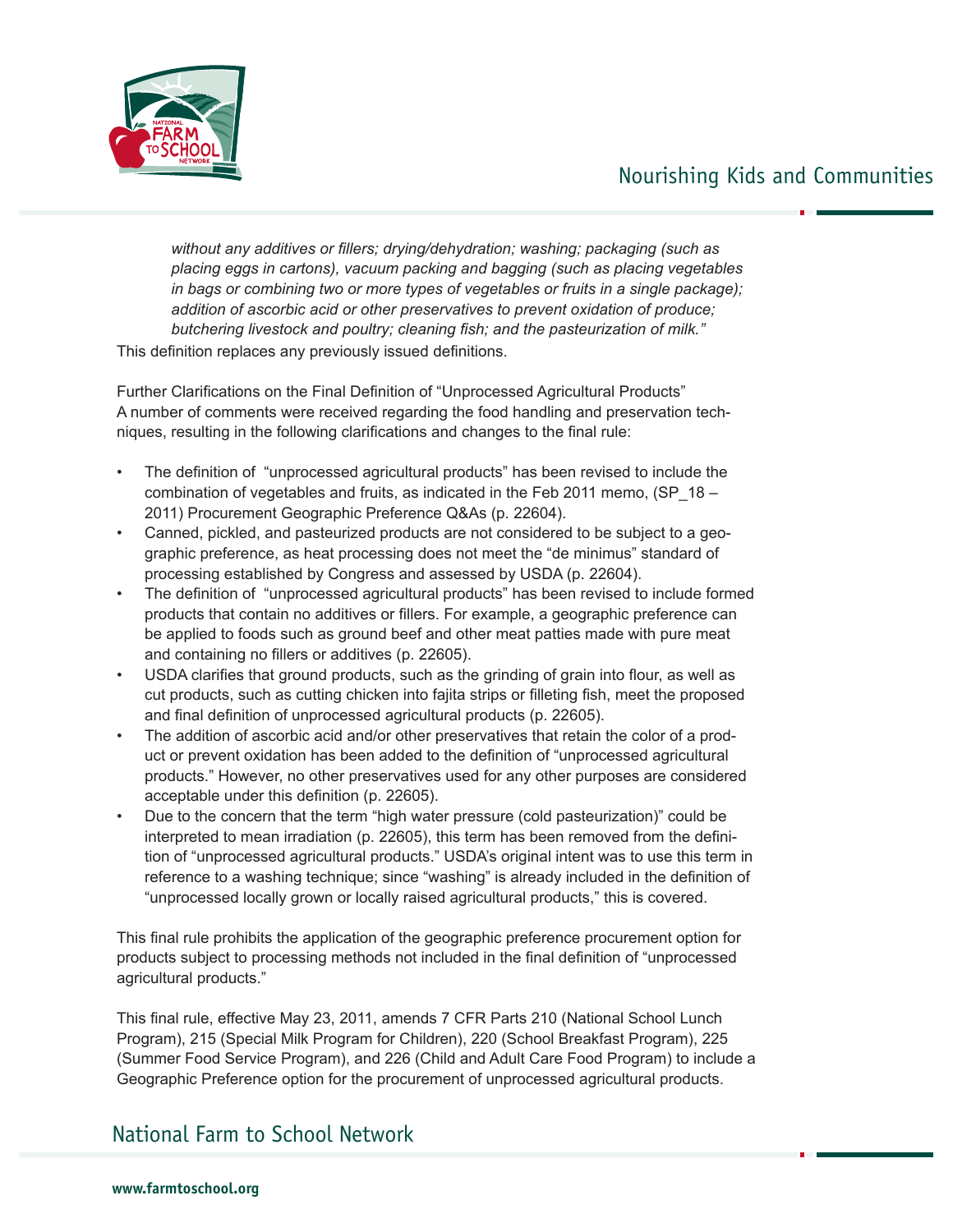*without any additives or fillers; drying/dehydration; washing; packaging (such as placing eggs in cartons), vacuum packing and bagging (such as placing vegetables in bags or combining two or more types of vegetables or fruits in a single package); addition of ascorbic acid or other preservatives to prevent oxidation of produce; butchering livestock and poultry; cleaning fish; and the pasteurization of milk."*

This definition replaces any previously issued definitions.

Further Clarifications on the Final Definition of "Unprocessed Agricultural Products"
A number of comments were received regarding the food handling and preservation techniques, resulting in the following clarifications and changes to the final rule:

- The definition of "unprocessed agricultural products" has been revised to include the combination of vegetables and fruits, as indicated in the Feb 2011 memo, (SP_18 – 2011) Procurement Geographic Preference Q&As (p. 22604).
- Canned, pickled, and pasteurized products are not considered to be subject to a geographic preference, as heat processing does not meet the "de minimus" standard of processing established by Congress and assessed by USDA (p. 22604).
- The definition of "unprocessed agricultural products" has been revised to include formed products that contain no additives or fillers. For example, a geographic preference can be applied to foods such as ground beef and other meat patties made with pure meat and containing no fillers or additives (p. 22605).
- USDA clarifies that ground products, such as the grinding of grain into flour, as well as cut products, such as cutting chicken into fajita strips or filleting fish, meet the proposed and final definition of unprocessed agricultural products (p. 22605).
- The addition of ascorbic acid and/or other preservatives that retain the color of a product or prevent oxidation has been added to the definition of "unprocessed agricultural products." However, no other preservatives used for any other purposes are considered acceptable under this definition (p. 22605).
- Due to the concern that the term "high water pressure (cold pasteurization)" could be interpreted to mean irradiation (p. 22605), this term has been removed from the definition of "unprocessed agricultural products." USDA's original intent was to use this term in reference to a washing technique; since "washing" is already included in the definition of "unprocessed locally grown or locally raised agricultural products," this is covered.

This final rule prohibits the application of the geographic preference procurement option for products subject to processing methods not included in the final definition of "unprocessed agricultural products."

This final rule, effective May 23, 2011, amends 7 CFR Parts 210 (National School Lunch Program), 215 (Special Milk Program for Children), 220 (School Breakfast Program), 225 (Summer Food Service Program), and 226 (Child and Adult Care Food Program) to include a Geographic Preference option for the procurement of unprocessed agricultural products.